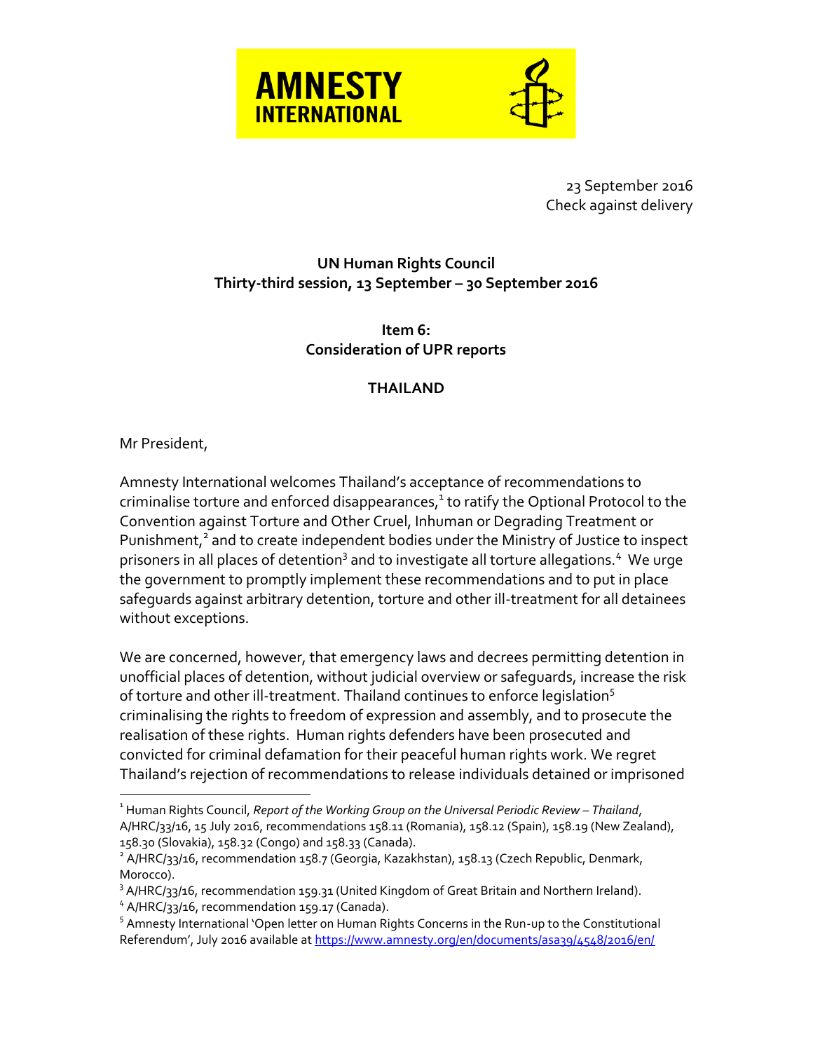**AMNESTY INTERNATIONAL**

23 September 2016
Check against delivery

**UN Human Rights Council**
**Thirty-third session, 13 September – 30 September 2016**

**Item 6:**
**Consideration of UPR reports**

**THAILAND**

Mr President,

Amnesty International welcomes Thailand's acceptance of recommendations to criminalise torture and enforced disappearances,[1] to ratify the Optional Protocol to the Convention against Torture and Other Cruel, Inhuman or Degrading Treatment or Punishment,[2] and to create independent bodies under the Ministry of Justice to inspect prisoners in all places of detention[3] and to investigate all torture allegations.[4] We urge the government to promptly implement these recommendations and to put in place safeguards against arbitrary detention, torture and other ill-treatment for all detainees without exceptions.

We are concerned, however, that emergency laws and decrees permitting detention in unofficial places of detention, without judicial overview or safeguards, increase the risk of torture and other ill-treatment. Thailand continues to enforce legislation[5] criminalising the rights to freedom of expression and assembly, and to prosecute the realisation of these rights. Human rights defenders have been prosecuted and convicted for criminal defamation for their peaceful human rights work. We regret Thailand's rejection of recommendations to release individuals detained or imprisoned

---

[1] Human Rights Council, *Report of the Working Group on the Universal Periodic Review – Thailand*, A/HRC/33/16, 15 July 2016, recommendations 158.11 (Romania), 158.12 (Spain), 158.19 (New Zealand), 158.30 (Slovakia), 158.32 (Congo) and 158.33 (Canada).

[2] A/HRC/33/16, recommendation 158.7 (Georgia, Kazakhstan), 158.13 (Czech Republic, Denmark, Morocco).

[3] A/HRC/33/16, recommendation 159.31 (United Kingdom of Great Britain and Northern Ireland).

[4] A/HRC/33/16, recommendation 159.17 (Canada).

[5] Amnesty International 'Open letter on Human Rights Concerns in the Run-up to the Constitutional Referendum', July 2016 available at https://www.amnesty.org/en/documents/asa39/4548/2016/en/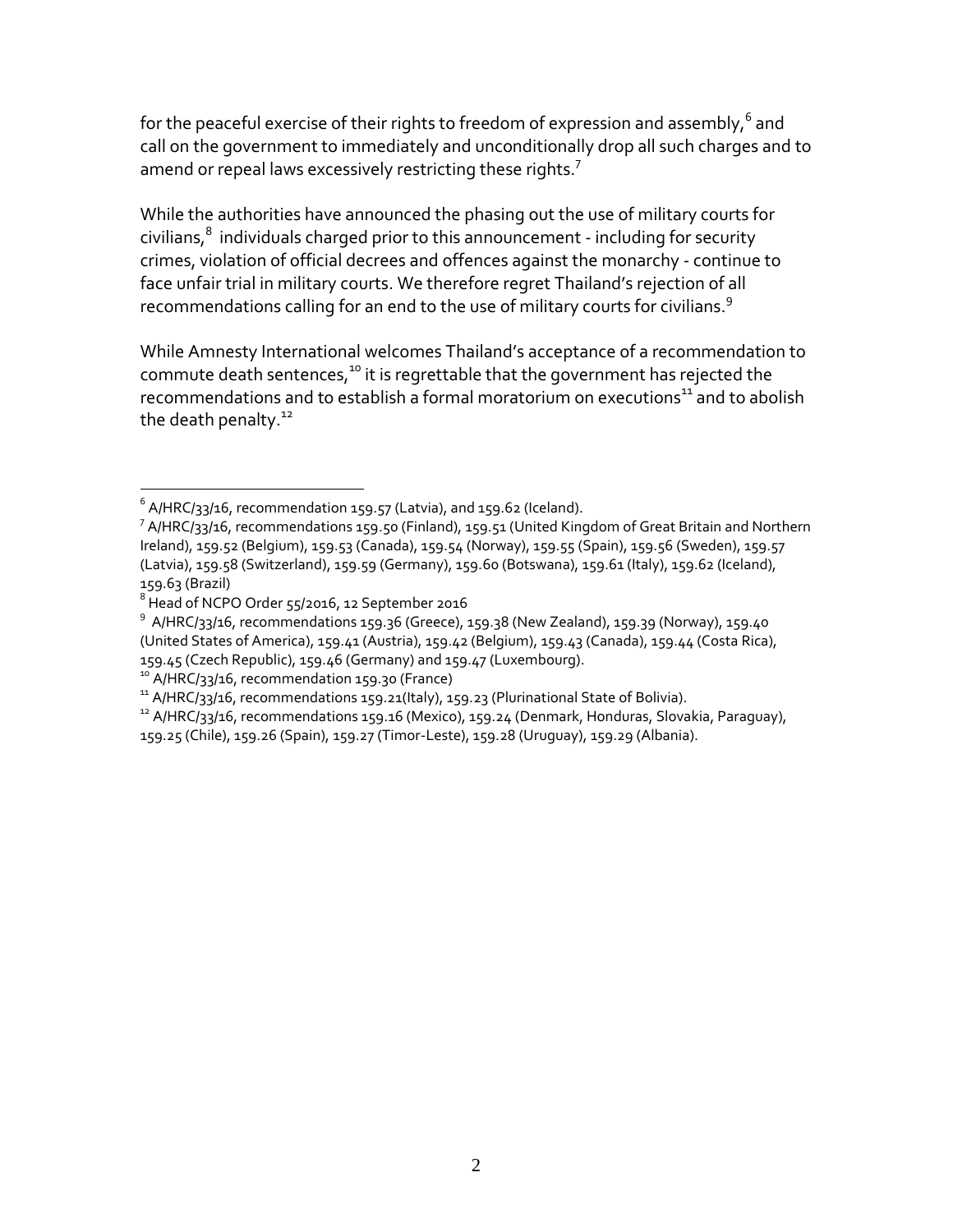for the peaceful exercise of their rights to freedom of expression and assembly,[6] and call on the government to immediately and unconditionally drop all such charges and to amend or repeal laws excessively restricting these rights.[7]

While the authorities have announced the phasing out the use of military courts for civilians,[8] individuals charged prior to this announcement - including for security crimes, violation of official decrees and offences against the monarchy - continue to face unfair trial in military courts. We therefore regret Thailand's rejection of all recommendations calling for an end to the use of military courts for civilians.[9]

While Amnesty International welcomes Thailand's acceptance of a recommendation to commute death sentences,[10] it is regrettable that the government has rejected the recommendations and to establish a formal moratorium on executions[11] and to abolish the death penalty.[12]

---

[6] A/HRC/33/16, recommendation 159.57 (Latvia), and 159.62 (Iceland).

[7] A/HRC/33/16, recommendations 159.50 (Finland), 159.51 (United Kingdom of Great Britain and Northern Ireland), 159.52 (Belgium), 159.53 (Canada), 159.54 (Norway), 159.55 (Spain), 159.56 (Sweden), 159.57 (Latvia), 159.58 (Switzerland), 159.59 (Germany), 159.60 (Botswana), 159.61 (Italy), 159.62 (Iceland), 159.63 (Brazil)

[8] Head of NCPO Order 55/2016, 12 September 2016

[9] A/HRC/33/16, recommendations 159.36 (Greece), 159.38 (New Zealand), 159.39 (Norway), 159.40 (United States of America), 159.41 (Austria), 159.42 (Belgium), 159.43 (Canada), 159.44 (Costa Rica), 159.45 (Czech Republic), 159.46 (Germany) and 159.47 (Luxembourg).

[10] A/HRC/33/16, recommendation 159.30 (France)

[11] A/HRC/33/16, recommendations 159.21(Italy), 159.23 (Plurinational State of Bolivia).

[12] A/HRC/33/16, recommendations 159.16 (Mexico), 159.24 (Denmark, Honduras, Slovakia, Paraguay), 159.25 (Chile), 159.26 (Spain), 159.27 (Timor-Leste), 159.28 (Uruguay), 159.29 (Albania).